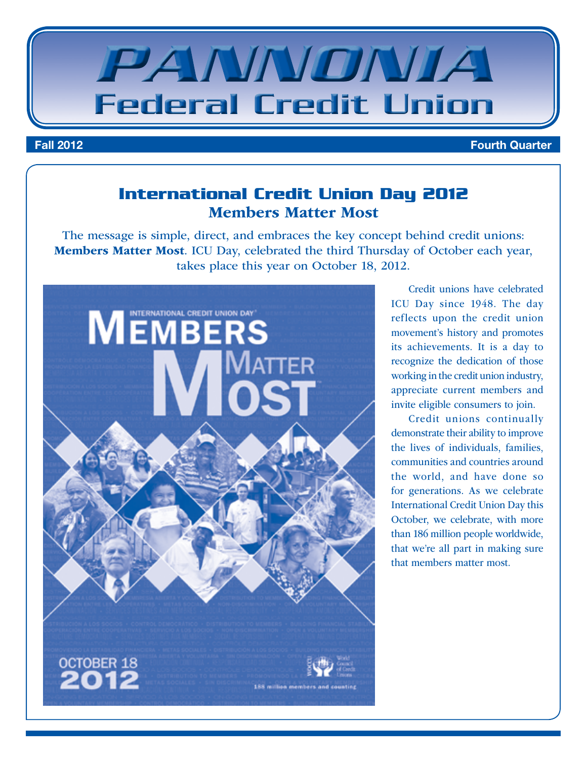# PANNONIA Federal Credit Union

**Fall 2012** **Fourth Quarter**

## International Credit Union Day 2012
### Members Matter Most

The message is simple, direct, and embraces the key concept behind credit unions: **Members Matter Most**. ICU Day, celebrated the third Thursday of October each year, takes place this year on October 18, 2012.

Credit unions have celebrated ICU Day since 1948. The day reflects upon the credit union movement's history and promotes its achievements. It is a day to recognize the dedication of those working in the credit union industry, appreciate current members and invite eligible consumers to join.

Credit unions continually demonstrate their ability to improve the lives of individuals, families, communities and countries around the world, and have done so for generations. As we celebrate International Credit Union Day this October, we celebrate, with more than 186 million people worldwide, that we're all part in making sure that members matter most.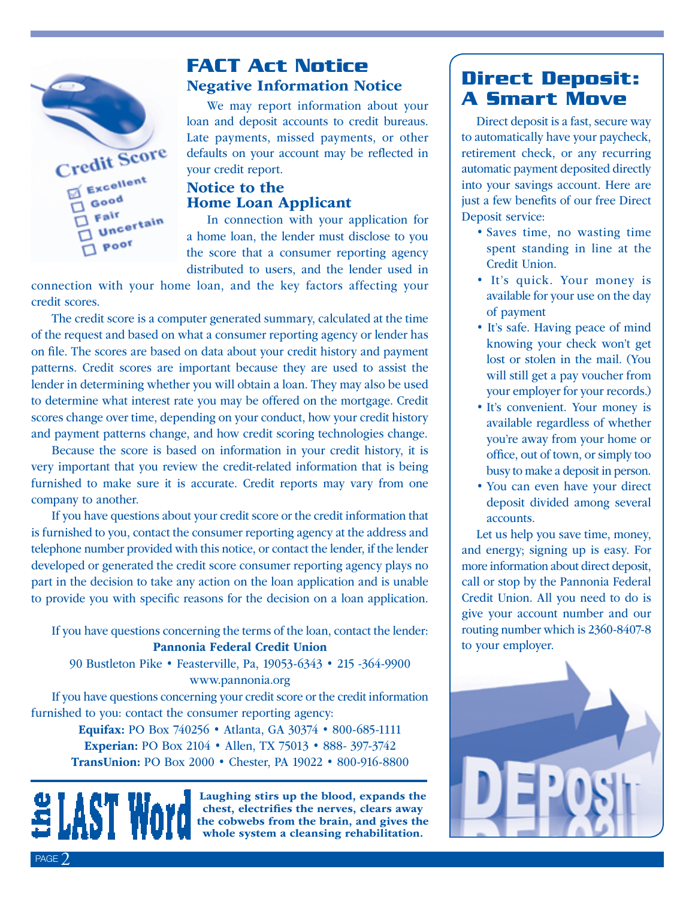# FACT Act Notice

## Negative Information Notice

We may report information about your loan and deposit accounts to credit bureaus. Late payments, missed payments, or other defaults on your account may be reflected in your credit report.

## Notice to the Home Loan Applicant

In connection with your application for a home loan, the lender must disclose to you the score that a consumer reporting agency distributed to users, and the lender used in connection with your home loan, and the key factors affecting your credit scores.

The credit score is a computer generated summary, calculated at the time of the request and based on what a consumer reporting agency or lender has on file. The scores are based on data about your credit history and payment patterns. Credit scores are important because they are used to assist the lender in determining whether you will obtain a loan. They may also be used to determine what interest rate you may be offered on the mortgage. Credit scores change over time, depending on your conduct, how your credit history and payment patterns change, and how credit scoring technologies change.

Because the score is based on information in your credit history, it is very important that you review the credit-related information that is being furnished to make sure it is accurate. Credit reports may vary from one company to another.

If you have questions about your credit score or the credit information that is furnished to you, contact the consumer reporting agency at the address and telephone number provided with this notice, or contact the lender, if the lender developed or generated the credit score consumer reporting agency plays no part in the decision to take any action on the loan application and is unable to provide you with specific reasons for the decision on a loan application.

If you have questions concerning the terms of the loan, contact the lender:

**Pannonia Federal Credit Union**
90 Bustleton Pike • Feasterville, Pa, 19053-6343 • 215 -364-9900
www.pannonia.org

If you have questions concerning your credit score or the credit information furnished to you: contact the consumer reporting agency:

**Equifax:** PO Box 740256 • Atlanta, GA 30374 • 800-685-1111
**Experian:** PO Box 2104 • Allen, TX 75013 • 888- 397-3742
**TransUnion:** PO Box 2000 • Chester, PA 19022 • 800-916-8800

## the LAST Word

**Laughing stirs up the blood, expands the chest, electrifies the nerves, clears away the cobwebs from the brain, and gives the whole system a cleansing rehabilitation.**

# Direct Deposit: A Smart Move

Direct deposit is a fast, secure way to automatically have your paycheck, retirement check, or any recurring automatic payment deposited directly into your savings account. Here are just a few benefits of our free Direct Deposit service:

- Saves time, no wasting time spent standing in line at the Credit Union.
- It's quick. Your money is available for your use on the day of payment
- It's safe. Having peace of mind knowing your check won't get lost or stolen in the mail. (You will still get a pay voucher from your employer for your records.)
- It's convenient. Your money is available regardless of whether you're away from your home or office, out of town, or simply too busy to make a deposit in person.
- You can even have your direct deposit divided among several accounts.

Let us help you save time, money, and energy; signing up is easy. For more information about direct deposit, call or stop by the Pannonia Federal Credit Union. All you need to do is give your account number and our routing number which is 2360-8407-8 to your employer.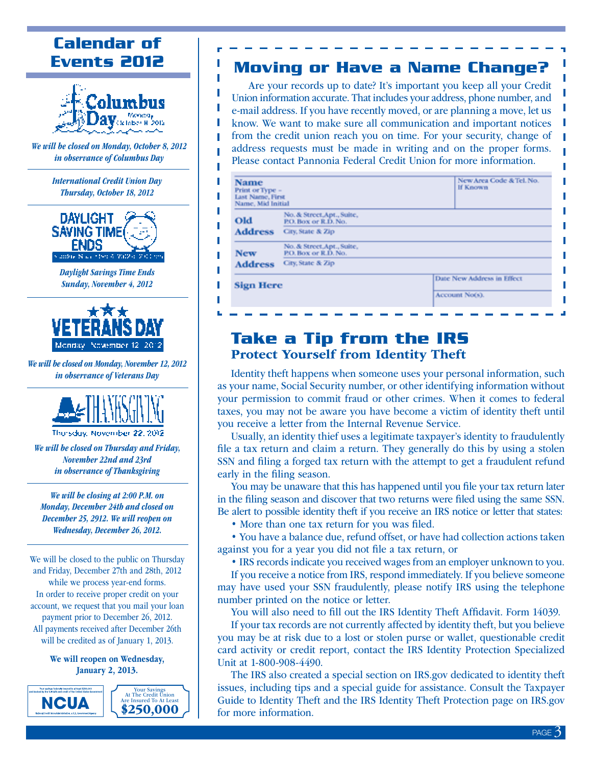# Calendar of Events 2012

Columbus Day Monday, October 8, 2012

*We will be closed on Monday, October 8, 2012 in observance of Columbus Day*

*International Credit Union Day Thursday, October 18, 2012*

DAYLIGHT SAVING TIME ENDS

*Daylight Savings Time Ends Sunday, November 4, 2012*

VETERANS DAY Monday, November 12, 2012

*We will be closed on Monday, November 12, 2012 in observance of Veterans Day*

THANKSGIVING Thursday, November 22, 2012

*We will be closed on Thursday and Friday, November 22nd and 23rd in observance of Thanksgiving*

*We will be closing at 2:00 P.M. on Monday, December 24th and closed on December 25, 2912. We will reopen on Wednesday, December 26, 2012.*

We will be closed to the public on Thursday and Friday, December 27th and 28th, 2012 while we process year-end forms. In order to receive proper credit on your account, we request that you mail your loan payment prior to December 26, 2012. All payments received after December 26th will be credited as of January 1, 2013.

**We will reopen on Wednesday, January 2, 2013.**

NCUA

Your Savings At The Credit Union Are Insured To At Least $250,000

# Moving or Have a Name Change?

Are your records up to date? It's important you keep all your Credit Union information accurate. That includes your address, phone number, and e-mail address. If you have recently moved, or are planning a move, let us know. We want to make sure all communication and important notices from the credit union reach you on time. For your security, change of address requests must be made in writing and on the proper forms. Please contact Pannonia Federal Credit Union for more information.

| **Name** Print or Type – Last Name, First Name, Mid Initial | | New Area Code & Tel. No. If Known |
|---|---|---|
| **Old Address** | No. & Street, Apt., Suite, P.O. Box or R.D. No. | |
| | City, State & Zip | |
| **New Address** | No. & Street, Apt., Suite, P.O. Box or R.D. No. | |
| | City, State & Zip | |
| **Sign Here** | | Date New Address in Effect |
| | | Account No(s). |

# Take a Tip from the IRS

## Protect Yourself from Identity Theft

Identity theft happens when someone uses your personal information, such as your name, Social Security number, or other identifying information without your permission to commit fraud or other crimes. When it comes to federal taxes, you may not be aware you have become a victim of identity theft until you receive a letter from the Internal Revenue Service.

Usually, an identity thief uses a legitimate taxpayer's identity to fraudulently file a tax return and claim a return. They generally do this by using a stolen SSN and filing a forged tax return with the attempt to get a fraudulent refund early in the filing season.

You may be unaware that this has happened until you file your tax return later in the filing season and discover that two returns were filed using the same SSN. Be alert to possible identity theft if you receive an IRS notice or letter that states:

- More than one tax return for you was filed.
- You have a balance due, refund offset, or have had collection actions taken against you for a year you did not file a tax return, or
- IRS records indicate you received wages from an employer unknown to you.

If you receive a notice from IRS, respond immediately. If you believe someone may have used your SSN fraudulently, please notify IRS using the telephone number printed on the notice or letter.

You will also need to fill out the IRS Identity Theft Affidavit. Form 14039.

If your tax records are not currently affected by identity theft, but you believe you may be at risk due to a lost or stolen purse or wallet, questionable credit card activity or credit report, contact the IRS Identity Protection Specialized Unit at 1-800-908-4490.

The IRS also created a special section on IRS.gov dedicated to identity theft issues, including tips and a special guide for assistance. Consult the Taxpayer Guide to Identity Theft and the IRS Identity Theft Protection page on IRS.gov for more information.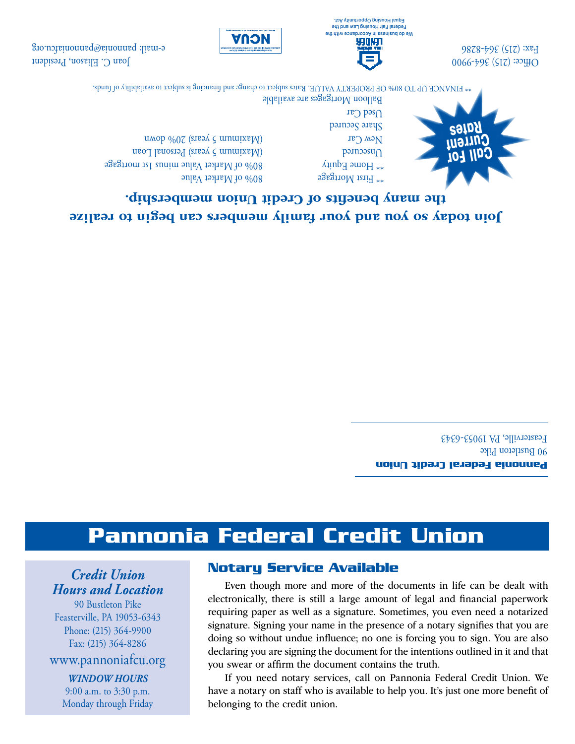Join today so you and your family members can begin to realize the many benefits of Credit Union membership.

Call For Current Rates

| | |
|---|---|
| ** First Mortgage | 80% of Market Value |
| ** Home Equity | 80% of Market Value minus 1st mortgage |
| Unsecured | (Maximum 5 years) Personal Loan |
| New Car | (Maximum 5 years) 20% down |
| Share Secured | |
| Used Car | |
| Balloon Mortgages are available | |

** FINANCE UP TO 80% OF PROPERTY VALUE. Rates subject to change and financing is subject to availability of funds.

Office: (215) 364-9900
Fax: (215) 364-8286

We do business in Accordance with the Federal Fair Housing Law and the Equal Housing Opportunity Act.

NCUA

Joan C. Eliason, President
e-mail: pannonia@pannoniafcu.org

**Pannonia Federal Credit Union**
90 Bustleton Pike
Feasterville, PA 19053-6343

# Pannonia Federal Credit Union

## Notary Service Available

Even though more and more of the documents in life can be dealt with electronically, there is still a large amount of legal and financial paperwork requiring paper as well as a signature. Sometimes, you even need a notarized signature. Signing your name in the presence of a notary signifies that you are doing so without undue influence; no one is forcing you to sign. You are also declaring you are signing the document for the intentions outlined in it and that you swear or affirm the document contains the truth.

If you need notary services, call on Pannonia Federal Credit Union. We have a notary on staff who is available to help you. It's just one more benefit of belonging to the credit union.

### *Credit Union Hours and Location*

90 Bustleton Pike
Feasterville, PA 19053-6343
Phone: (215) 364-9900
Fax: (215) 364-8286

www.pannoniafcu.org

***WINDOW HOURS***
9:00 a.m. to 3:30 p.m.
Monday through Friday